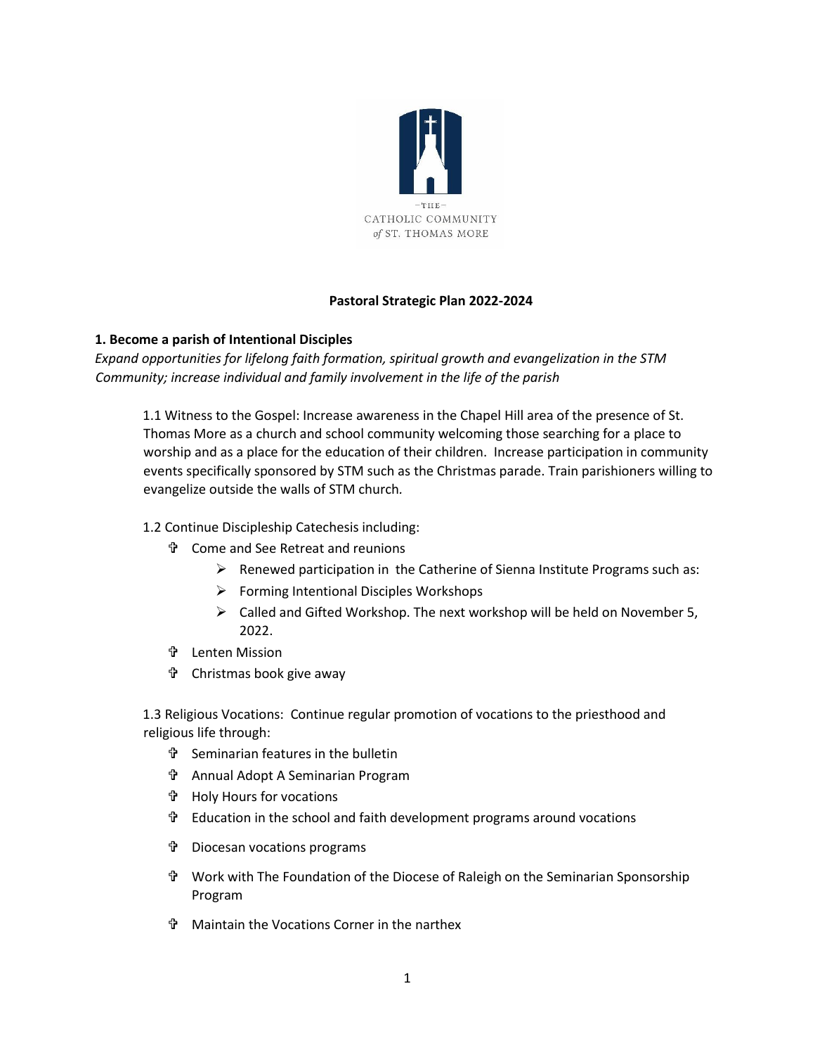—THE—
CATHOLIC COMMUNITY
*of* ST. THOMAS MORE

**Pastoral Strategic Plan 2022-2024**

## 1. Become a parish of Intentional Disciples

*Expand opportunities for lifelong faith formation, spiritual growth and evangelization in the STM Community; increase individual and family involvement in the life of the parish*

1.1 Witness to the Gospel: Increase awareness in the Chapel Hill area of the presence of St. Thomas More as a church and school community welcoming those searching for a place to worship and as a place for the education of their children. Increase participation in community events specifically sponsored by STM such as the Christmas parade. Train parishioners willing to evangelize outside the walls of STM church.

1.2 Continue Discipleship Catechesis including:

- Come and See Retreat and reunions
  - Renewed participation in the Catherine of Sienna Institute Programs such as:
  - Forming Intentional Disciples Workshops
  - Called and Gifted Workshop. The next workshop will be held on November 5, 2022.
- Lenten Mission
- Christmas book give away

1.3 Religious Vocations: Continue regular promotion of vocations to the priesthood and religious life through:

- Seminarian features in the bulletin
- Annual Adopt A Seminarian Program
- Holy Hours for vocations
- Education in the school and faith development programs around vocations
- Diocesan vocations programs
- Work with The Foundation of the Diocese of Raleigh on the Seminarian Sponsorship Program
- Maintain the Vocations Corner in the narthex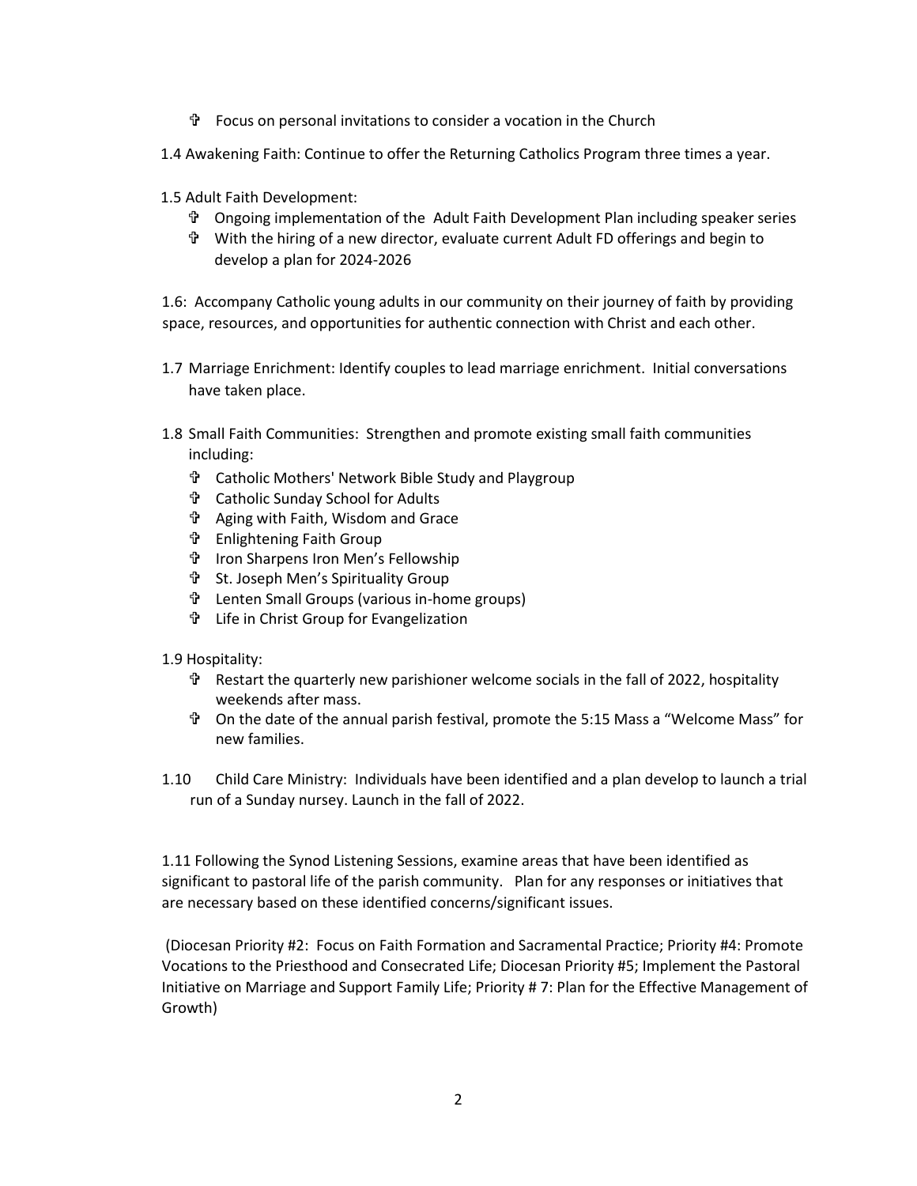- ✞ Focus on personal invitations to consider a vocation in the Church

1.4 Awakening Faith: Continue to offer the Returning Catholics Program three times a year.

1.5 Adult Faith Development:

- ✞ Ongoing implementation of the Adult Faith Development Plan including speaker series
- ✞ With the hiring of a new director, evaluate current Adult FD offerings and begin to develop a plan for 2024-2026

1.6: Accompany Catholic young adults in our community on their journey of faith by providing space, resources, and opportunities for authentic connection with Christ and each other.

1.7 Marriage Enrichment: Identify couples to lead marriage enrichment. Initial conversations have taken place.

1.8 Small Faith Communities: Strengthen and promote existing small faith communities including:

- ✞ Catholic Mothers' Network Bible Study and Playgroup
- ✞ Catholic Sunday School for Adults
- ✞ Aging with Faith, Wisdom and Grace
- ✞ Enlightening Faith Group
- ✞ Iron Sharpens Iron Men's Fellowship
- ✞ St. Joseph Men's Spirituality Group
- ✞ Lenten Small Groups (various in-home groups)
- ✞ Life in Christ Group for Evangelization

1.9 Hospitality:

- ✞ Restart the quarterly new parishioner welcome socials in the fall of 2022, hospitality weekends after mass.
- ✞ On the date of the annual parish festival, promote the 5:15 Mass a "Welcome Mass" for new families.

1.10 Child Care Ministry: Individuals have been identified and a plan develop to launch a trial run of a Sunday nursey. Launch in the fall of 2022.

1.11 Following the Synod Listening Sessions, examine areas that have been identified as significant to pastoral life of the parish community. Plan for any responses or initiatives that are necessary based on these identified concerns/significant issues.

(Diocesan Priority #2: Focus on Faith Formation and Sacramental Practice; Priority #4: Promote Vocations to the Priesthood and Consecrated Life; Diocesan Priority #5; Implement the Pastoral Initiative on Marriage and Support Family Life; Priority # 7: Plan for the Effective Management of Growth)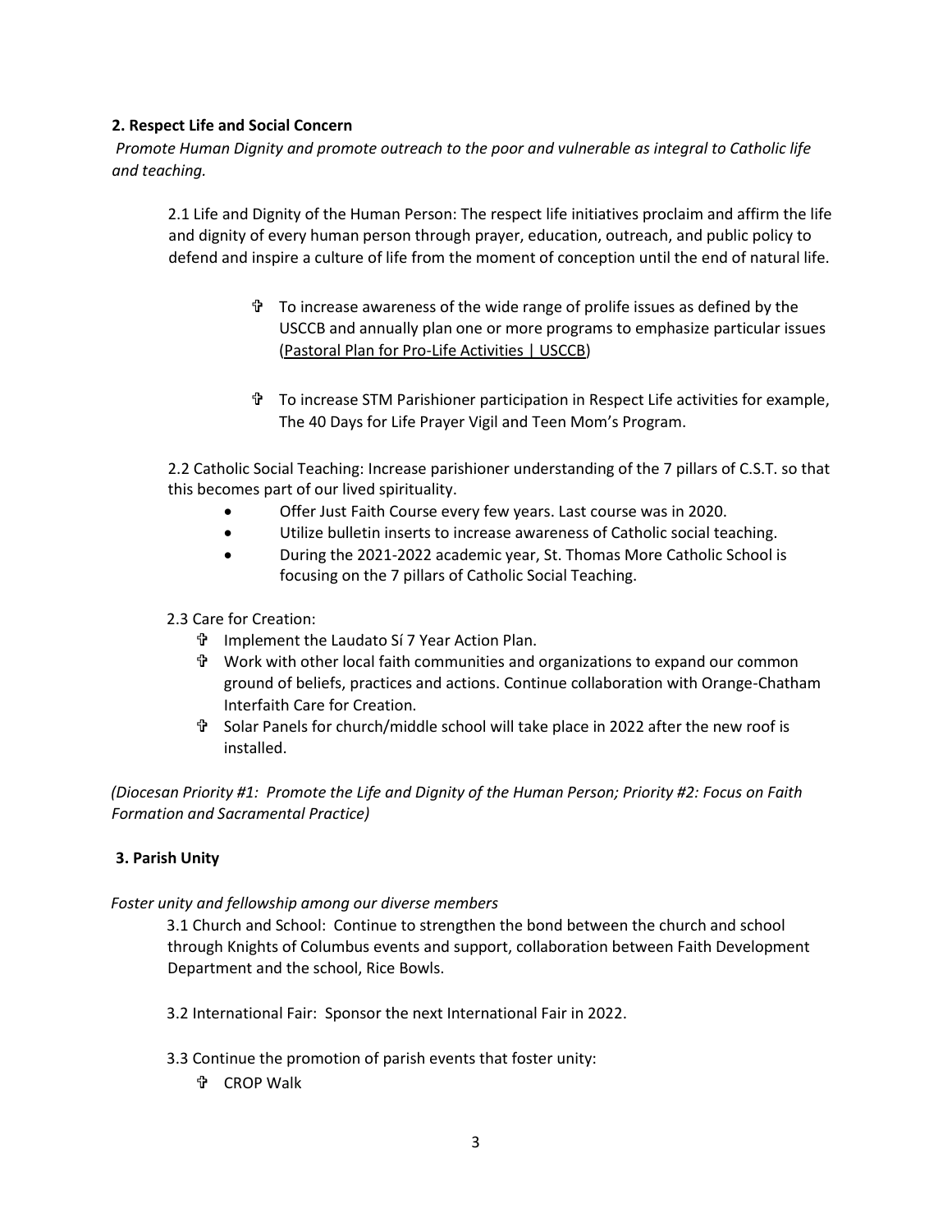**2. Respect Life and Social Concern**

*Promote Human Dignity and promote outreach to the poor and vulnerable as integral to Catholic life and teaching.*

2.1 Life and Dignity of the Human Person: The respect life initiatives proclaim and affirm the life and dignity of every human person through prayer, education, outreach, and public policy to defend and inspire a culture of life from the moment of conception until the end of natural life.

- ✞ To increase awareness of the wide range of prolife issues as defined by the USCCB and annually plan one or more programs to emphasize particular issues (Pastoral Plan for Pro-Life Activities | USCCB)
- ✞ To increase STM Parishioner participation in Respect Life activities for example, The 40 Days for Life Prayer Vigil and Teen Mom's Program.

2.2 Catholic Social Teaching: Increase parishioner understanding of the 7 pillars of C.S.T. so that this becomes part of our lived spirituality.

- Offer Just Faith Course every few years. Last course was in 2020.
- Utilize bulletin inserts to increase awareness of Catholic social teaching.
- During the 2021-2022 academic year, St. Thomas More Catholic School is focusing on the 7 pillars of Catholic Social Teaching.

2.3 Care for Creation:

- ✞ Implement the Laudato Sí 7 Year Action Plan.
- ✞ Work with other local faith communities and organizations to expand our common ground of beliefs, practices and actions. Continue collaboration with Orange-Chatham Interfaith Care for Creation.
- ✞ Solar Panels for church/middle school will take place in 2022 after the new roof is installed.

*(Diocesan Priority #1: Promote the Life and Dignity of the Human Person; Priority #2: Focus on Faith Formation and Sacramental Practice)*

**3. Parish Unity**

*Foster unity and fellowship among our diverse members*

3.1 Church and School: Continue to strengthen the bond between the church and school through Knights of Columbus events and support, collaboration between Faith Development Department and the school, Rice Bowls.

3.2 International Fair: Sponsor the next International Fair in 2022.

3.3 Continue the promotion of parish events that foster unity:

- ✞ CROP Walk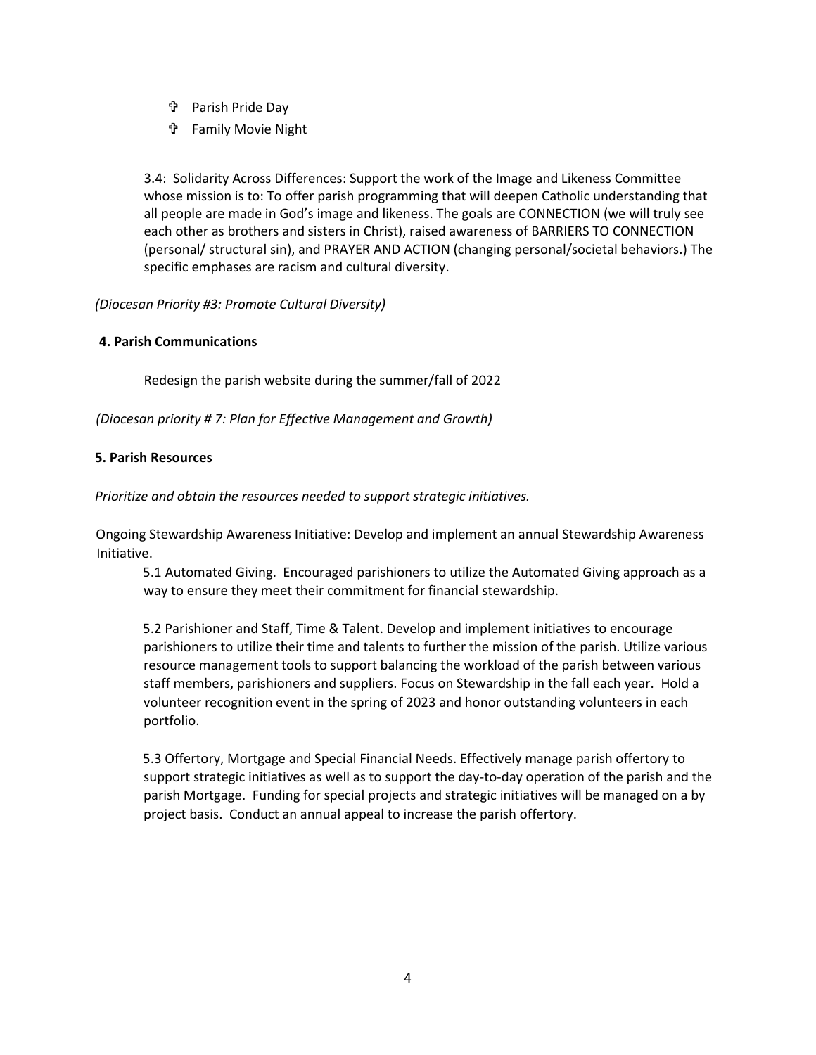- ✞ Parish Pride Day
- ✞ Family Movie Night

3.4: Solidarity Across Differences: Support the work of the Image and Likeness Committee whose mission is to: To offer parish programming that will deepen Catholic understanding that all people are made in God's image and likeness. The goals are CONNECTION (we will truly see each other as brothers and sisters in Christ), raised awareness of BARRIERS TO CONNECTION (personal/ structural sin), and PRAYER AND ACTION (changing personal/societal behaviors.) The specific emphases are racism and cultural diversity.

*(Diocesan Priority #3: Promote Cultural Diversity)*

**4. Parish Communications**

Redesign the parish website during the summer/fall of 2022

*(Diocesan priority # 7: Plan for Effective Management and Growth)*

**5. Parish Resources**

*Prioritize and obtain the resources needed to support strategic initiatives.*

Ongoing Stewardship Awareness Initiative: Develop and implement an annual Stewardship Awareness Initiative.

5.1 Automated Giving. Encouraged parishioners to utilize the Automated Giving approach as a way to ensure they meet their commitment for financial stewardship.

5.2 Parishioner and Staff, Time & Talent. Develop and implement initiatives to encourage parishioners to utilize their time and talents to further the mission of the parish. Utilize various resource management tools to support balancing the workload of the parish between various staff members, parishioners and suppliers. Focus on Stewardship in the fall each year. Hold a volunteer recognition event in the spring of 2023 and honor outstanding volunteers in each portfolio.

5.3 Offertory, Mortgage and Special Financial Needs. Effectively manage parish offertory to support strategic initiatives as well as to support the day-to-day operation of the parish and the parish Mortgage. Funding for special projects and strategic initiatives will be managed on a by project basis. Conduct an annual appeal to increase the parish offertory.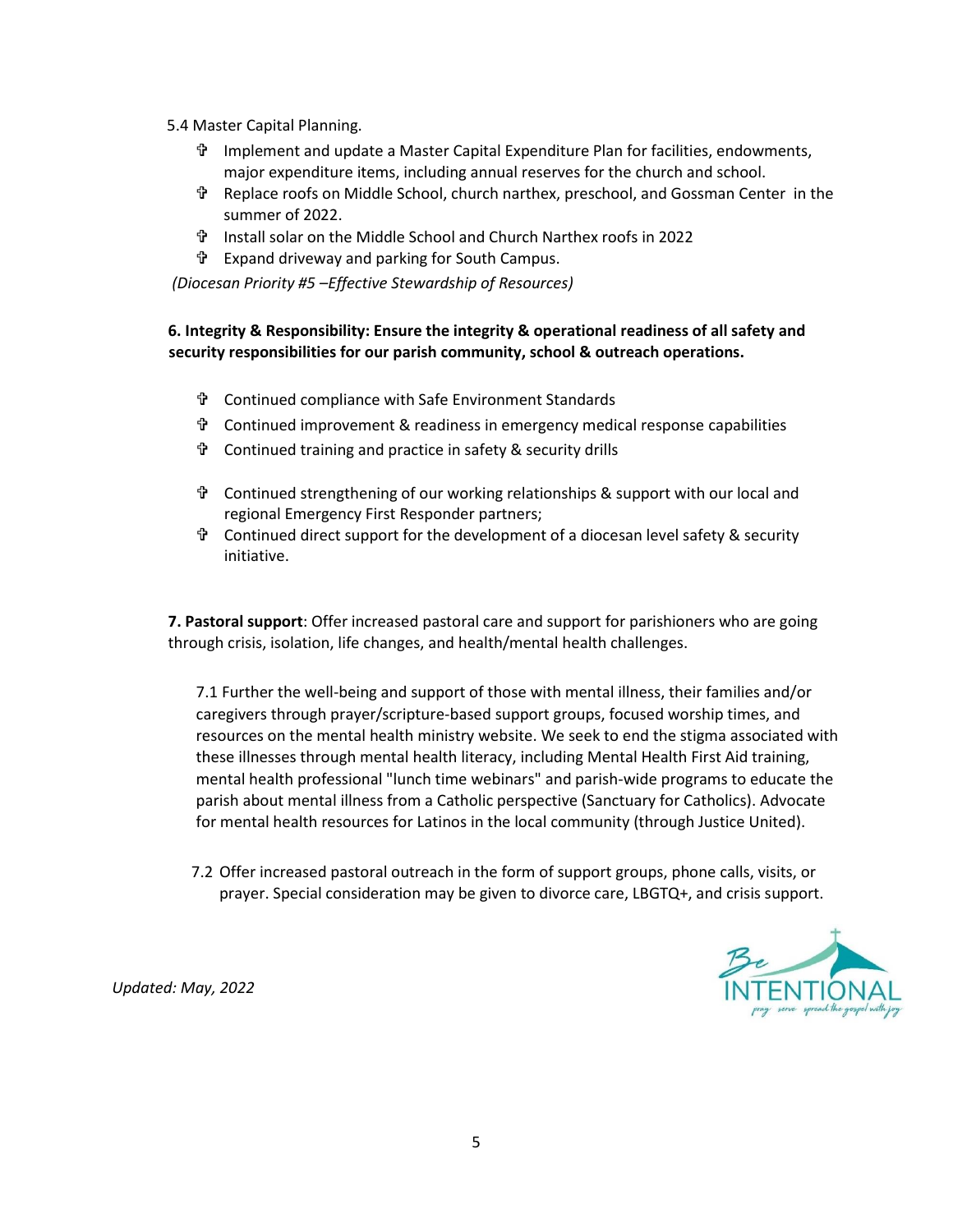5.4 Master Capital Planning.

- ✞ Implement and update a Master Capital Expenditure Plan for facilities, endowments, major expenditure items, including annual reserves for the church and school.
- ✞ Replace roofs on Middle School, church narthex, preschool, and Gossman Center in the summer of 2022.
- ✞ Install solar on the Middle School and Church Narthex roofs in 2022
- ✞ Expand driveway and parking for South Campus.

*(Diocesan Priority #5 –Effective Stewardship of Resources)*

**6. Integrity & Responsibility: Ensure the integrity & operational readiness of all safety and security responsibilities for our parish community, school & outreach operations.**

- ✞ Continued compliance with Safe Environment Standards
- ✞ Continued improvement & readiness in emergency medical response capabilities
- ✞ Continued training and practice in safety & security drills
- ✞ Continued strengthening of our working relationships & support with our local and regional Emergency First Responder partners;
- ✞ Continued direct support for the development of a diocesan level safety & security initiative.

**7. Pastoral support**: Offer increased pastoral care and support for parishioners who are going through crisis, isolation, life changes, and health/mental health challenges.

7.1 Further the well-being and support of those with mental illness, their families and/or caregivers through prayer/scripture-based support groups, focused worship times, and resources on the mental health ministry website. We seek to end the stigma associated with these illnesses through mental health literacy, including Mental Health First Aid training, mental health professional "lunch time webinars" and parish-wide programs to educate the parish about mental illness from a Catholic perspective (Sanctuary for Catholics). Advocate for mental health resources for Latinos in the local community (through Justice United).

7.2 Offer increased pastoral outreach in the form of support groups, phone calls, visits, or prayer. Special consideration may be given to divorce care, LBGTQ+, and crisis support.

*Updated: May, 2022*

Be INTENTIONAL
pray serve spread the gospel with joy